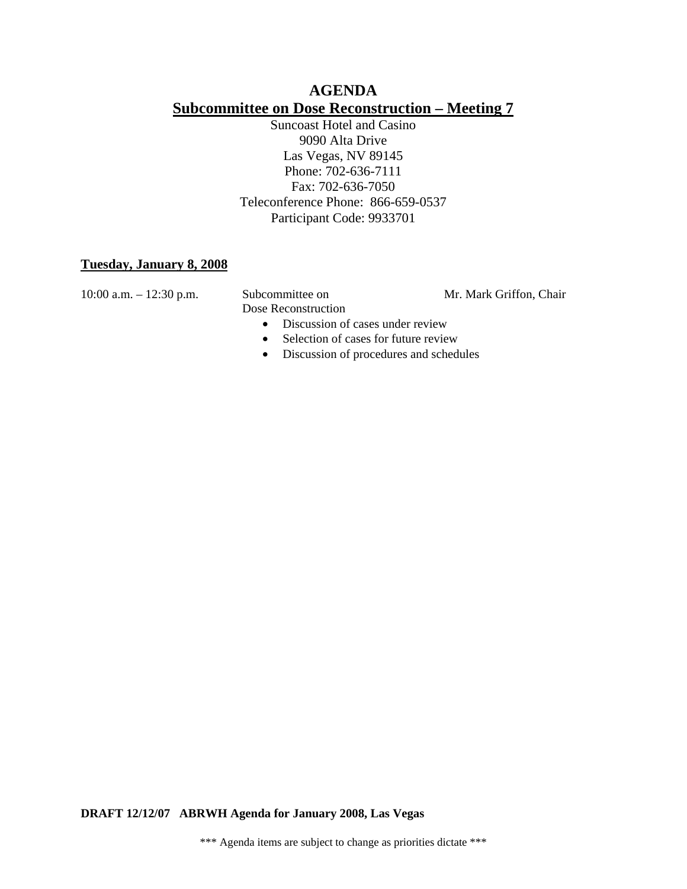# AGENDA

## Subcommittee on Dose Reconstruction – Meeting 7

Suncoast Hotel and Casino
9090 Alta Drive
Las Vegas, NV 89145
Phone: 702-636-7111
Fax: 702-636-7050
Teleconference Phone: 866-659-0537
Participant Code: 9933701

**Tuesday, January 8, 2008**

| 10:00 a.m. – 12:30 p.m. | Subcommittee on Dose Reconstruction | Mr. Mark Griffon, Chair |
|---|---|---|

- Discussion of cases under review
- Selection of cases for future review
- Discussion of procedures and schedules

**DRAFT 12/12/07 ABRWH Agenda for January 2008, Las Vegas**

*** Agenda items are subject to change as priorities dictate ***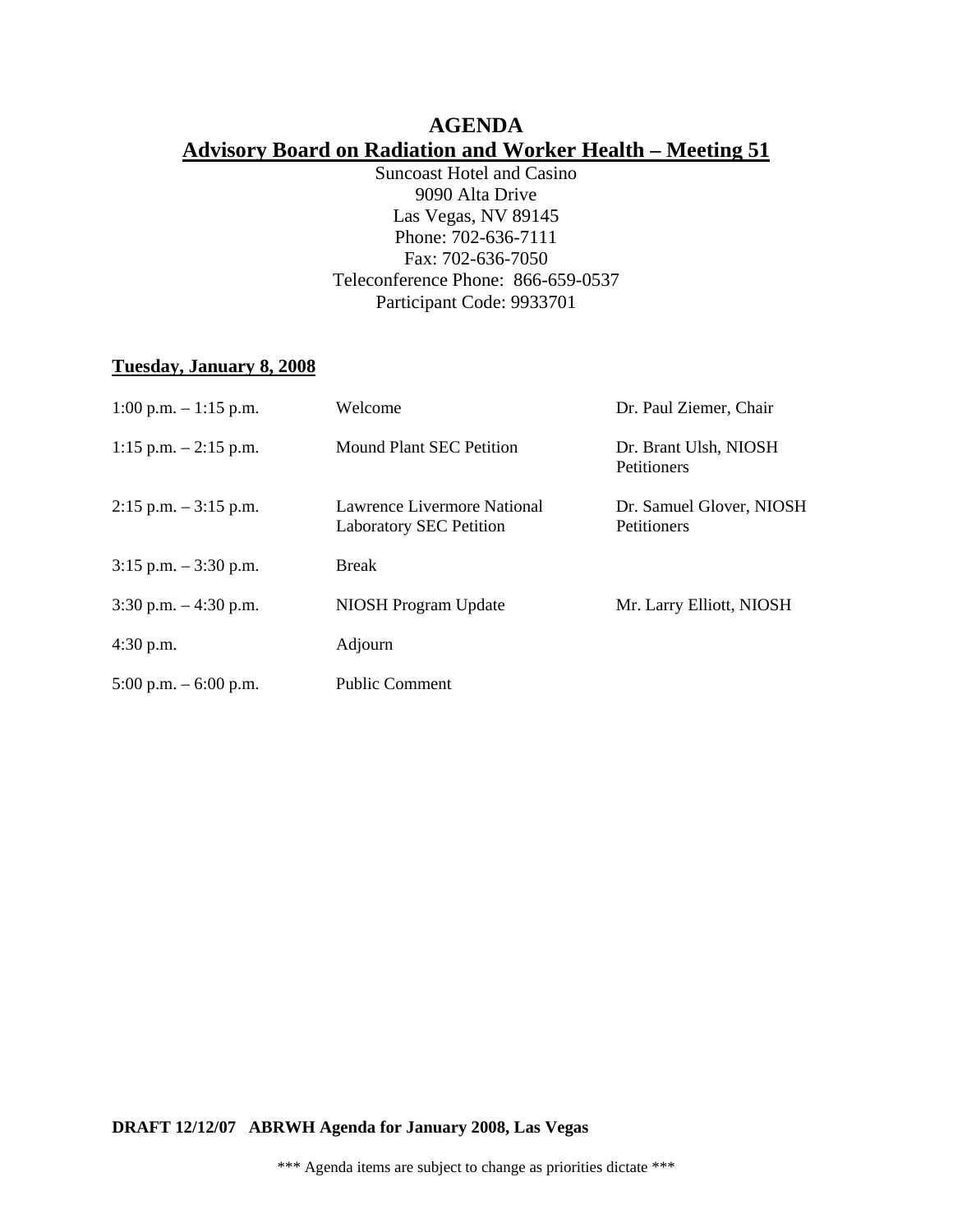# AGENDA

## Advisory Board on Radiation and Worker Health – Meeting 51

Suncoast Hotel and Casino
9090 Alta Drive
Las Vegas, NV 89145
Phone: 702-636-7111
Fax: 702-636-7050
Teleconference Phone: 866-659-0537
Participant Code: 9933701

**Tuesday, January 8, 2008**

| | | |
|---|---|---|
| 1:00 p.m. – 1:15 p.m. | Welcome | Dr. Paul Ziemer, Chair |
| 1:15 p.m. – 2:15 p.m. | Mound Plant SEC Petition | Dr. Brant Ulsh, NIOSH<br>Petitioners |
| 2:15 p.m. – 3:15 p.m. | Lawrence Livermore National Laboratory SEC Petition | Dr. Samuel Glover, NIOSH<br>Petitioners |
| 3:15 p.m. – 3:30 p.m. | Break | |
| 3:30 p.m. – 4:30 p.m. | NIOSH Program Update | Mr. Larry Elliott, NIOSH |
| 4:30 p.m. | Adjourn | |
| 5:00 p.m. – 6:00 p.m. | Public Comment | |

**DRAFT 12/12/07 ABRWH Agenda for January 2008, Las Vegas**

\*\*\* Agenda items are subject to change as priorities dictate \*\*\*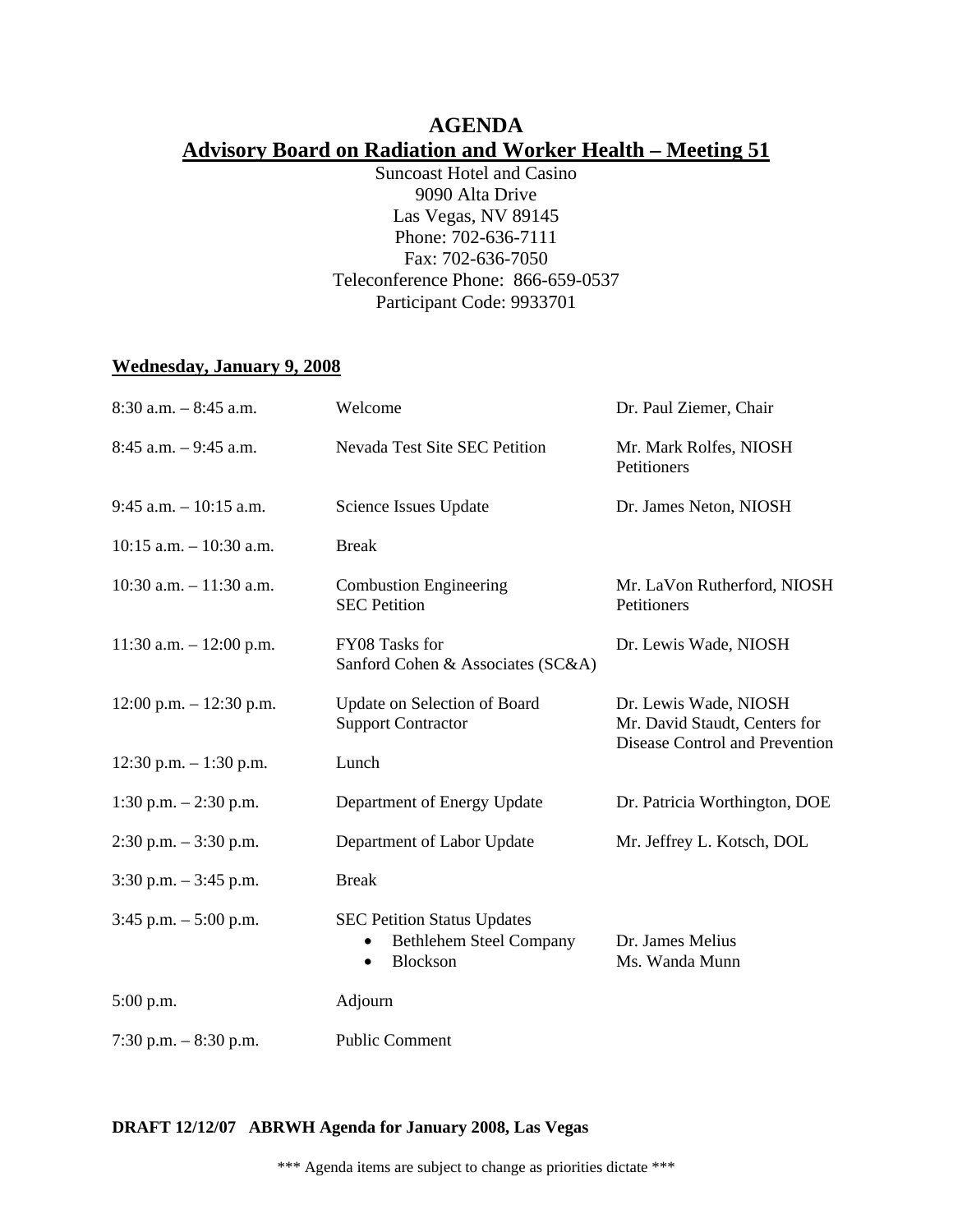# AGENDA

## Advisory Board on Radiation and Worker Health – Meeting 51

Suncoast Hotel and Casino
9090 Alta Drive
Las Vegas, NV 89145
Phone: 702-636-7111
Fax: 702-636-7050
Teleconference Phone: 866-659-0537
Participant Code: 9933701

### Wednesday, January 9, 2008

| | | |
|---|---|---|
| 8:30 a.m. – 8:45 a.m. | Welcome | Dr. Paul Ziemer, Chair |
| 8:45 a.m. – 9:45 a.m. | Nevada Test Site SEC Petition | Mr. Mark Rolfes, NIOSH<br>Petitioners |
| 9:45 a.m. – 10:15 a.m. | Science Issues Update | Dr. James Neton, NIOSH |
| 10:15 a.m. – 10:30 a.m. | Break | |
| 10:30 a.m. – 11:30 a.m. | Combustion Engineering<br>SEC Petition | Mr. LaVon Rutherford, NIOSH<br>Petitioners |
| 11:30 a.m. – 12:00 p.m. | FY08 Tasks for<br>Sanford Cohen & Associates (SC&A) | Dr. Lewis Wade, NIOSH |
| 12:00 p.m. – 12:30 p.m. | Update on Selection of Board<br>Support Contractor | Dr. Lewis Wade, NIOSH<br>Mr. David Staudt, Centers for Disease Control and Prevention |
| 12:30 p.m. – 1:30 p.m. | Lunch | |
| 1:30 p.m. – 2:30 p.m. | Department of Energy Update | Dr. Patricia Worthington, DOE |
| 2:30 p.m. – 3:30 p.m. | Department of Labor Update | Mr. Jeffrey L. Kotsch, DOL |
| 3:30 p.m. – 3:45 p.m. | Break | |
| 3:45 p.m. – 5:00 p.m. | SEC Petition Status Updates<br>• Bethlehem Steel Company<br>• Blockson | <br>Dr. James Melius<br>Ms. Wanda Munn |
| 5:00 p.m. | Adjourn | |
| 7:30 p.m. – 8:30 p.m. | Public Comment | |

**DRAFT 12/12/07 ABRWH Agenda for January 2008, Las Vegas**

*** Agenda items are subject to change as priorities dictate ***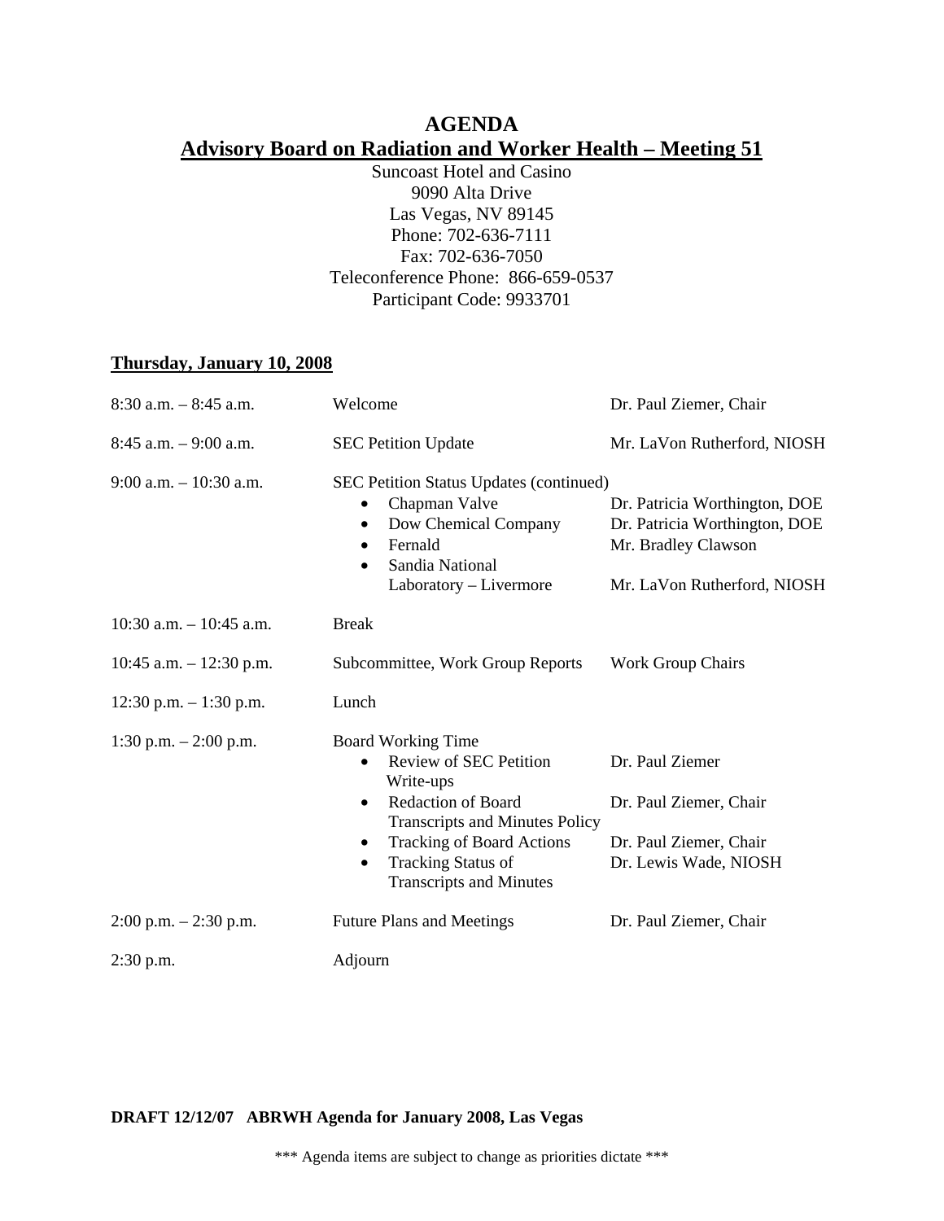# AGENDA

## Advisory Board on Radiation and Worker Health – Meeting 51

Suncoast Hotel and Casino
9090 Alta Drive
Las Vegas, NV 89145
Phone: 702-636-7111
Fax: 702-636-7050
Teleconference Phone: 866-659-0537
Participant Code: 9933701

**Thursday, January 10, 2008**

| | | |
|---|---|---|
| 8:30 a.m. – 8:45 a.m. | Welcome | Dr. Paul Ziemer, Chair |
| 8:45 a.m. – 9:00 a.m. | SEC Petition Update | Mr. LaVon Rutherford, NIOSH |
| 9:00 a.m. – 10:30 a.m. | SEC Petition Status Updates (continued)<br>• Chapman Valve<br>• Dow Chemical Company<br>• Fernald<br>• Sandia National Laboratory – Livermore | <br>Dr. Patricia Worthington, DOE<br>Dr. Patricia Worthington, DOE<br>Mr. Bradley Clawson<br>Mr. LaVon Rutherford, NIOSH |
| 10:30 a.m. – 10:45 a.m. | Break | |
| 10:45 a.m. – 12:30 p.m. | Subcommittee, Work Group Reports | Work Group Chairs |
| 12:30 p.m. – 1:30 p.m. | Lunch | |
| 1:30 p.m. – 2:00 p.m. | Board Working Time<br>• Review of SEC Petition Write-ups<br>• Redaction of Board Transcripts and Minutes Policy<br>• Tracking of Board Actions<br>• Tracking Status of Transcripts and Minutes | <br>Dr. Paul Ziemer<br>Dr. Paul Ziemer, Chair<br>Dr. Paul Ziemer, Chair<br>Dr. Lewis Wade, NIOSH |
| 2:00 p.m. – 2:30 p.m. | Future Plans and Meetings | Dr. Paul Ziemer, Chair |
| 2:30 p.m. | Adjourn | |

**DRAFT 12/12/07 ABRWH Agenda for January 2008, Las Vegas**

*** Agenda items are subject to change as priorities dictate ***